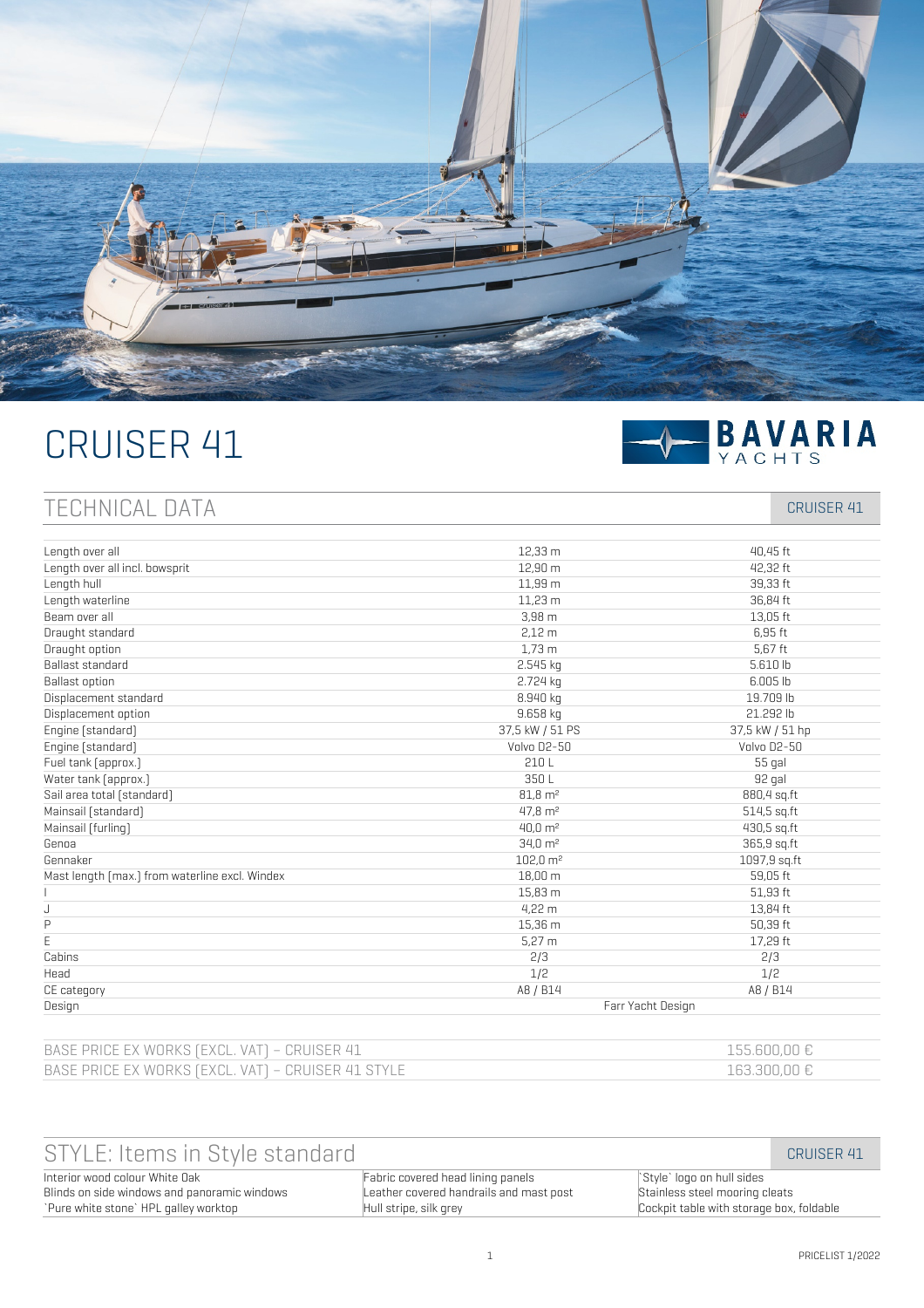# CRUISER 41

BAVARIA YACHTS

## TECHNICAL DATA

| | CRUISER 41 | |
|---|---|---|
| Length over all | 12,33 m | 40,45 ft |
| Length over all incl. bowsprit | 12,90 m | 42,32 ft |
| Length hull | 11,99 m | 39,33 ft |
| Length waterline | 11,23 m | 36,84 ft |
| Beam over all | 3,98 m | 13,05 ft |
| Draught standard | 2,12 m | 6,95 ft |
| Draught option | 1,73 m | 5,67 ft |
| Ballast standard | 2.545 kg | 5.610 lb |
| Ballast option | 2.724 kg | 6.005 lb |
| Displacement standard | 8.940 kg | 19.709 lb |
| Displacement option | 9.658 kg | 21.292 lb |
| Engine (standard) | 37,5 kW / 51 PS | 37,5 kW / 51 hp |
| Engine (standard) | Volvo D2-50 | Volvo D2-50 |
| Fuel tank (approx.) | 210 L | 55 gal |
| Water tank (approx.) | 350 L | 92 gal |
| Sail area total (standard) | 81,8 m² | 880,4 sq.ft |
| Mainsail (standard) | 47,8 m² | 514,5 sq.ft |
| Mainsail (furling) | 40,0 m² | 430,5 sq.ft |
| Genoa | 34,0 m² | 365,9 sq.ft |
| Gennaker | 102,0 m² | 1097,9 sq.ft |
| Mast length (max.) from waterline excl. Windex | 18,00 m | 59,05 ft |
| I | 15,83 m | 51,93 ft |
| J | 4,22 m | 13,84 ft |
| P | 15,36 m | 50,39 ft |
| E | 5,27 m | 17,29 ft |
| Cabins | 2/3 | 2/3 |
| Head | 1/2 | 1/2 |
| CE category | A8 / B14 | A8 / B14 |
| Design | Farr Yacht Design | |

| | |
|---|---|
| BASE PRICE EX WORKS (EXCL. VAT) – CRUISER 41 | 155.600,00 € |
| BASE PRICE EX WORKS (EXCL. VAT) – CRUISER 41 STYLE | 163.300,00 € |

## STYLE: Items in Style standard

CRUISER 41

| | | |
|---|---|---|
| Interior wood colour White Oak | Fabric covered head lining panels | `Style` logo on hull sides |
| Blinds on side windows and panoramic windows | Leather covered handrails and mast post | Stainless steel mooring cleats |
| `Pure white stone` HPL galley worktop | Hull stripe, silk grey | Cockpit table with storage box, foldable |

PRICELIST 1/2022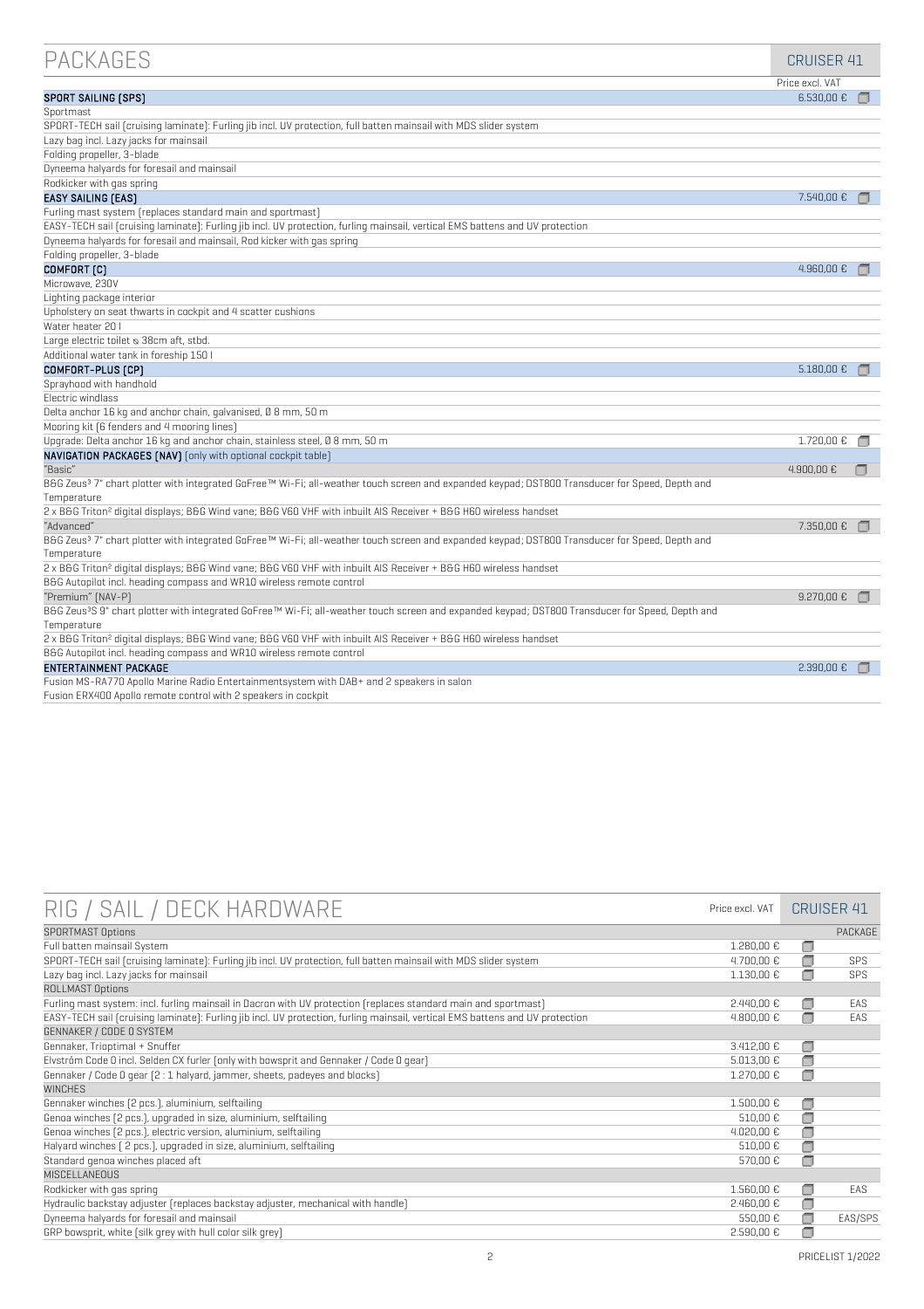# PACKAGES

CRUISER 41

| | Price excl. VAT | |
|---|---|---|
| **SPORT SAILING (SPS)** | 6.530,00 € | ☐ |
| Sportmast | | |
| SPORT-TECH sail (cruising laminate): Furling jib incl. UV protection, full batten mainsail with MDS slider system | | |
| Lazy bag incl. Lazy jacks for mainsail | | |
| Folding propeller, 3-blade | | |
| Dyneema halyards for foresail and mainsail | | |
| Rodkicker with gas spring | | |
| **EASY SAILING (EAS)** | 7.540,00 € | ☐ |
| Furling mast system (replaces standard main and sportmast) | | |
| EASY-TECH sail (cruising laminate): Furling jib incl. UV protection, furling mainsail, vertical EMS battens and UV protection | | |
| Dyneema halyards for foresail and mainsail, Rod kicker with gas spring | | |
| Folding propeller, 3-blade | | |
| **COMFORT (C)** | 4.960,00 € | ☐ |
| Microwave, 230V | | |
| Lighting package interior | | |
| Upholstery on seat thwarts in cockpit and 4 scatter cushions | | |
| Water heater 20 l | | |
| Large electric toilet ≈ 38cm aft, stbd. | | |
| Additional water tank in foreship 150 l | | |
| **COMFORT-PLUS (CP)** | 5.180,00 € | ☐ |
| Sprayhood with handhold | | |
| Electric windlass | | |
| Delta anchor 16 kg and anchor chain, galvanised, Ø 8 mm, 50 m | | |
| Mooring kit (6 fenders and 4 mooring lines) | | |
| Upgrade: Delta anchor 16 kg and anchor chain, stainless steel, Ø 8 mm, 50 m | 1.720,00 € | ☐ |
| **NAVIGATION PACKAGES (NAV)** (only with optional cockpit table) | | |
| "Basic" | 4.900,00 € | ☐ |
| B&G Zeus³ 7" chart plotter with integrated GoFree™ Wi-Fi; all-weather touch screen and expanded keypad; DST800 Transducer for Speed, Depth and Temperature | | |
| 2 x B&G Triton² digital displays; B&G Wind vane; B&G V60 VHF with inbuilt AIS Receiver + B&G H60 wireless handset | | |
| "Advanced" | 7.350,00 € | ☐ |
| B&G Zeus³ 7" chart plotter with integrated GoFree™ Wi-Fi; all-weather touch screen and expanded keypad; DST800 Transducer for Speed, Depth and Temperature | | |
| 2 x B&G Triton² digital displays; B&G Wind vane; B&G V60 VHF with inbuilt AIS Receiver + B&G H60 wireless handset | | |
| B&G Autopilot incl. heading compass and WR10 wireless remote control | | |
| "Premium" (NAV-P) | 9.270,00 € | ☐ |
| B&G Zeus³S 9" chart plotter with integrated GoFree™ Wi-Fi; all-weather touch screen and expanded keypad; DST800 Transducer for Speed, Depth and Temperature | | |
| 2 x B&G Triton² digital displays; B&G Wind vane; B&G V60 VHF with inbuilt AIS Receiver + B&G H60 wireless handset | | |
| B&G Autopilot incl. heading compass and WR10 wireless remote control | | |
| **ENTERTAINMENT PACKAGE** | 2.390,00 € | ☐ |
| Fusion MS-RA770 Apollo Marine Radio Entertainmentsystem with DAB+ and 2 speakers in salon | | |
| Fusion ERX400 Apollo remote control with 2 speakers in cockpit | | |

# RIG / SAIL / DECK HARDWARE

CRUISER 41

| | Price excl. VAT | | PACKAGE |
|---|---|---|---|
| SPORTMAST Options | | | |
| Full batten mainsail System | 1.280,00 € | ☐ | |
| SPORT-TECH sail (cruising laminate): Furling jib incl. UV protection, full batten mainsail with MDS slider system | 4.700,00 € | ☐ | SPS |
| Lazy bag incl. Lazy jacks for mainsail | 1.130,00 € | ☐ | SPS |
| ROLLMAST Options | | | |
| Furling mast system: incl. furling mainsail in Dacron with UV protection (replaces standard main and sportmast) | 2.440,00 € | ☐ | EAS |
| EASY-TECH sail (cruising laminate): Furling jib incl. UV protection, furling mainsail, vertical EMS battens and UV protection | 4.800,00 € | ☐ | EAS |
| GENNAKER / CODE 0 SYSTEM | | | |
| Gennaker, Trioptimal + Snuffer | 3.412,00 € | ☐ | |
| Elvström Code 0 incl. Seldén CX furler (only with bowsprit and Gennaker / Code 0 gear) | 5.013,00 € | ☐ | |
| Gennaker / Code 0 gear (2 : 1 halyard, jammer, sheets, padeyes and blocks) | 1.270,00 € | ☐ | |
| WINCHES | | | |
| Gennaker winches (2 pcs.), aluminium, selftailing | 1.500,00 € | ☐ | |
| Genoa winches (2 pcs.), upgraded in size, aluminium, selftailing | 510,00 € | ☐ | |
| Genoa winches (2 pcs.), electric version, aluminium, selftailing | 4.020,00 € | ☐ | |
| Halyard winches ( 2 pcs.), upgraded in size, aluminium, selftailing | 510,00 € | ☐ | |
| Standard genoa winches placed aft | 570,00 € | ☐ | |
| MISCELLANEOUS | | | |
| Rodkicker with gas spring | 1.560,00 € | ☐ | EAS |
| Hydraulic backstay adjuster (replaces backstay adjuster, mechanical with handle) | 2.460,00 € | ☐ | |
| Dyneema halyards for foresail and mainsail | 550,00 € | ☐ | EAS/SPS |
| GRP bowsprit, white (silk grey with hull color silk grey) | 2.590,00 € | ☐ | |

PRICELIST 1/2022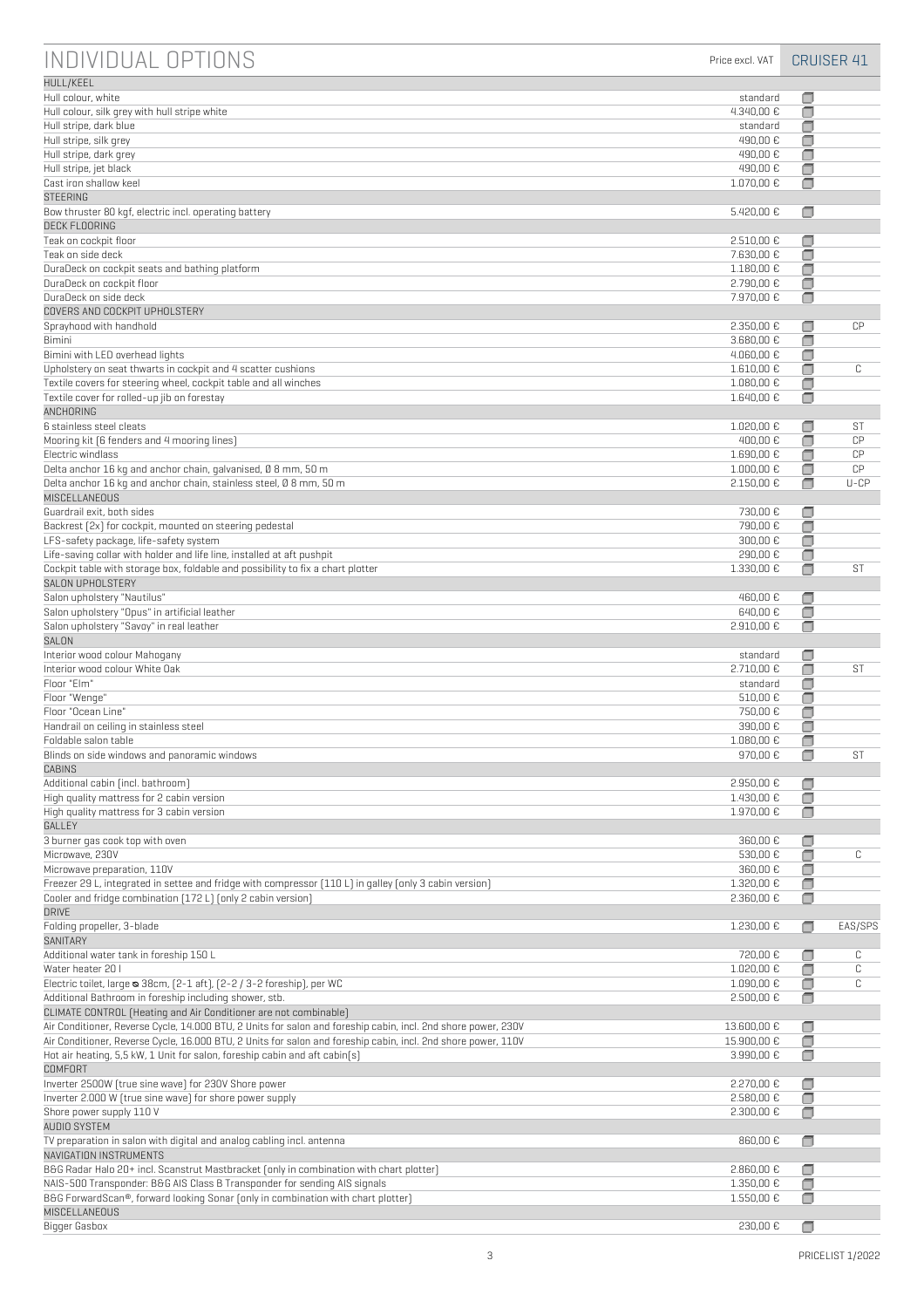# INDIVIDUAL OPTIONS

| | Price excl. VAT | CRUISER 41 | |
|---|---|---|---|
| **HULL/KEEL** | | | |
| Hull colour, white | standard | ☐ | |
| Hull colour, silk grey with hull stripe white | 4.340,00 € | ☐ | |
| Hull stripe, dark blue | standard | ☐ | |
| Hull stripe, silk grey | 490,00 € | ☐ | |
| Hull stripe, dark grey | 490,00 € | ☐ | |
| Hull stripe, jet black | 490,00 € | ☐ | |
| Cast iron shallow keel | 1.070,00 € | ☐ | |
| **STEERING** | | | |
| Bow thruster 80 kgf, electric incl. operating battery | 5.420,00 € | ☐ | |
| **DECK FLOORING** | | | |
| Teak on cockpit floor | 2.510,00 € | ☐ | |
| Teak on side deck | 7.630,00 € | ☐ | |
| DuraDeck on cockpit seats and bathing platform | 1.180,00 € | ☐ | |
| DuraDeck on cockpit floor | 2.790,00 € | ☐ | |
| DuraDeck on side deck | 7.970,00 € | ☐ | |
| **COVERS AND COCKPIT UPHOLSTERY** | | | |
| Sprayhood with handhold | 2.350,00 € | ☐ | CP |
| Bimini | 3.680,00 € | ☐ | |
| Bimini with LED overhead lights | 4.060,00 € | ☐ | |
| Upholstery on seat thwarts in cockpit and 4 scatter cushions | 1.610,00 € | ☐ | C |
| Textile covers for steering wheel, cockpit table and all winches | 1.080,00 € | ☐ | |
| Textile cover for rolled-up jib on forestay | 1.640,00 € | ☐ | |
| **ANCHORING** | | | |
| 6 stainless steel cleats | 1.020,00 € | ☐ | ST |
| Mooring kit (6 fenders and 4 mooring lines) | 400,00 € | ☐ | CP |
| Electric windlass | 1.690,00 € | ☐ | CP |
| Delta anchor 16 kg and anchor chain, galvanised, Ø 8 mm, 50 m | 1.000,00 € | ☐ | CP |
| Delta anchor 16 kg and anchor chain, stainless steel, Ø 8 mm, 50 m | 2.150,00 € | ☐ | U-CP |
| **MISCELLANEOUS** | | | |
| Guardrail exit, both sides | 730,00 € | ☐ | |
| Backrest (2x) for cockpit, mounted on steering pedestal | 790,00 € | ☐ | |
| LFS-safety package, life-safety system | 300,00 € | ☐ | |
| Life-saving collar with holder and life line, installed at aft pushpit | 290,00 € | ☐ | |
| Cockpit table with storage box, foldable and possibility to fix a chart plotter | 1.330,00 € | ☐ | ST |
| **SALON UPHOLSTERY** | | | |
| Salon upholstery "Nautilus" | 460,00 € | ☐ | |
| Salon upholstery "Opus" in artificial leather | 640,00 € | ☐ | |
| Salon upholstery "Savoy" in real leather | 2.910,00 € | ☐ | |
| **SALON** | | | |
| Interior wood colour Mahogany | standard | ☐ | |
| Interior wood colour White Oak | 2.710,00 € | ☐ | ST |
| Floor "Elm" | standard | ☐ | |
| Floor "Wenge" | 510,00 € | ☐ | |
| Floor "Ocean Line" | 750,00 € | ☐ | |
| Handrail on ceiling in stainless steel | 390,00 € | ☐ | |
| Foldable salon table | 1.080,00 € | ☐ | |
| Blinds on side windows and panoramic windows | 970,00 € | ☐ | ST |
| **CABINS** | | | |
| Additional cabin (incl. bathroom) | 2.950,00 € | ☐ | |
| High quality mattress for 2 cabin version | 1.430,00 € | ☐ | |
| High quality mattress for 3 cabin version | 1.970,00 € | ☐ | |
| **GALLEY** | | | |
| 3 burner gas cook top with oven | 360,00 € | ☐ | |
| Microwave, 230V | 530,00 € | ☐ | C |
| Microwave preparation, 110V | 360,00 € | ☐ | |
| Freezer 29 L, integrated in settee and fridge with compressor (110 L) in galley (only 3 cabin version) | 1.320,00 € | ☐ | |
| Cooler and fridge combination (172 L) (only 2 cabin version) | 2.360,00 € | ☐ | |
| **DRIVE** | | | |
| Folding propeller, 3-blade | 1.230,00 € | ☐ | EAS/SPS |
| **SANITARY** | | | |
| Additional water tank in foreship 150 L | 720,00 € | ☐ | C |
| Water heater 20 l | 1.020,00 € | ☐ | C |
| Electric toilet, large ⌀ 38cm, (2-1 aft), (2-2 / 3-2 foreship), per WC | 1.090,00 € | ☐ | C |
| Additional Bathroom in foreship including shower, stb. | 2.500,00 € | ☐ | |
| **CLIMATE CONTROL (Heating and Air Conditioner are not combinable)** | | | |
| Air Conditioner, Reverse Cycle, 14.000 BTU, 2 Units for salon and foreship cabin, incl. 2nd shore power, 230V | 13.600,00 € | ☐ | |
| Air Conditioner, Reverse Cycle, 16.000 BTU, 2 Units for salon and foreship cabin, incl. 2nd shore power, 110V | 15.900,00 € | ☐ | |
| Hot air heating, 5,5 kW, 1 Unit for salon, foreship cabin and aft cabin(s) | 3.990,00 € | ☐ | |
| **COMFORT** | | | |
| Inverter 2500W (true sine wave) for 230V Shore power | 2.270,00 € | ☐ | |
| Inverter 2.000 W (true sine wave) for shore power supply | 2.580,00 € | ☐ | |
| Shore power supply 110 V | 2.300,00 € | ☐ | |
| **AUDIO SYSTEM** | | | |
| TV preparation in salon with digital and analog cabling incl. antenna | 860,00 € | ☐ | |
| **NAVIGATION INSTRUMENTS** | | | |
| B&G Radar Halo 20+ incl. Scanstrut Mastbracket (only in combination with chart plotter) | 2.860,00 € | ☐ | |
| NAIS-500 Transponder: B&G AIS Class B Transponder for sending AIS signals | 1.350,00 € | ☐ | |
| B&G ForwardScan®, forward looking Sonar (only in combination with chart plotter) | 1.550,00 € | ☐ | |
| **MISCELLANEOUS** | | | |
| Bigger Gasbox | 230,00 € | ☐ | |

PRICELIST 1/2022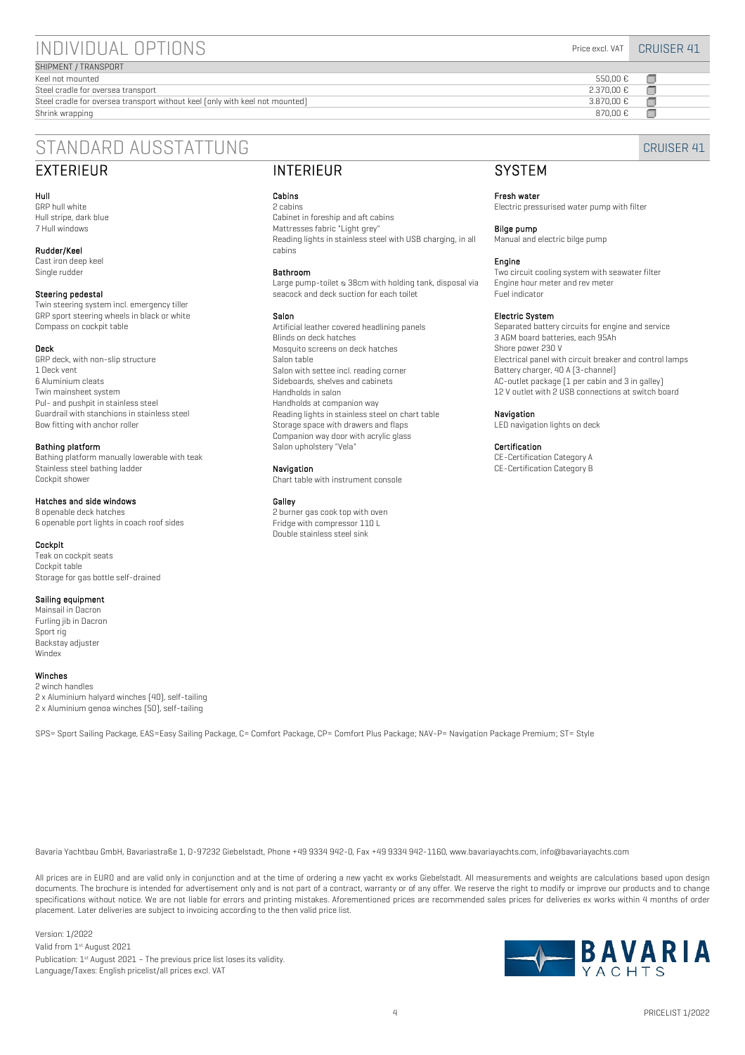# INDIVIDUAL OPTIONS

| SHIPMENT / TRANSPORT | Price excl. VAT | CRUISER 41 |
| --- | --- | --- |
| Keel not mounted | 550,00 € | ☐ |
| Steel cradle for oversea transport | 2.370,00 € | ☐ |
| Steel cradle for oversea transport without keel (only with keel not mounted) | 3.870,00 € | ☐ |
| Shrink wrapping | 870,00 € | ☐ |

# STANDARD AUSSTATTUNG

CRUISER 41

## EXTERIEUR

**Hull**
GRP hull white
Hull stripe, dark blue
7 Hull windows

**Rudder/Keel**
Cast iron deep keel
Single rudder

**Steering pedestal**
Twin steering system incl. emergency tiller
GRP sport steering wheels in black or white
Compass on cockpit table

**Deck**
GRP deck, with non-slip structure
1 Deck vent
6 Aluminium cleats
Twin mainsheet system
Pul- and pushpit in stainless steel
Guardrail with stanchions in stainless steel
Bow fitting with anchor roller

**Bathing platform**
Bathing platform manually lowerable with teak
Stainless steel bathing ladder
Cockpit shower

**Hatches and side windows**
8 openable deck hatches
6 openable port lights in coach roof sides

**Cockpit**
Teak on cockpit seats
Cockpit table
Storage for gas bottle self-drained

**Sailing equipment**
Mainsail in Dacron
Furling jib in Dacron
Sport rig
Backstay adjuster
Windex

**Winches**
2 winch handles
2 x Aluminium halyard winches (40), self-tailing
2 x Aluminium genoa winches (50), self-tailing

## INTERIEUR

**Cabins**
2 cabins
Cabinet in foreship and aft cabins
Mattresses fabric "Light grey"
Reading lights in stainless steel with USB charging, in all cabins

**Bathroom**
Large pump-toilet ≈ 38cm with holding tank, disposal via seacock and deck suction for each toilet

**Salon**
Artificial leather covered headlining panels
Blinds on deck hatches
Mosquito screens on deck hatches
Salon table
Salon with settee incl. reading corner
Sideboards, shelves and cabinets
Handholds in salon
Handholds at companion way
Reading lights in stainless steel on chart table
Storage space with drawers and flaps
Companion way door with acrylic glass
Salon upholstery "Vela"

**Navigation**
Chart table with instrument console

**Galley**
2 burner gas cook top with oven
Fridge with compressor 110 L
Double stainless steel sink

## SYSTEM

**Fresh water**
Electric pressurised water pump with filter

**Bilge pump**
Manual and electric bilge pump

**Engine**
Two circuit cooling system with seawater filter
Engine hour meter and rev meter
Fuel indicator

**Electric System**
Separated battery circuits for engine and service
3 AGM board batteries, each 95Ah
Shore power 230 V
Electrical panel with circuit breaker and control lamps
Battery charger, 40 A (3-channel)
AC-outlet package (1 per cabin and 3 in galley)
12 V outlet with 2 USB connections at switch board

**Navigation**
LED navigation lights on deck

**Certification**
CE-Certification Category A
CE-Certification Category B

SPS= Sport Sailing Package, EAS=Easy Sailing Package, C= Comfort Package, CP= Comfort Plus Package; NAV-P= Navigation Package Premium; ST= Style

Bavaria Yachtbau GmbH, Bavariastraße 1, D-97232 Giebelstadt, Phone +49 9334 942-0, Fax +49 9334 942-1160, www.bavariayachts.com, info@bavariayachts.com

All prices are in EURO and are valid only in conjunction and at the time of ordering a new yacht ex works Giebelstadt. All measurements and weights are calculations based upon design documents. The brochure is intended for advertisement only and is not part of a contract, warranty or of any offer. We reserve the right to modify or improve our products and to change specifications without notice. We are not liable for errors and printing mistakes. Aforementioned prices are recommended sales prices for deliveries ex works within 4 months of order placement. Later deliveries are subject to invoicing according to the then valid price list.

Version: 1/2022
Valid from 1st August 2021
Publication: 1st August 2021 – The previous price list loses its validity.
Language/Taxes: English pricelist/all prices excl. VAT

BAVARIA YACHTS